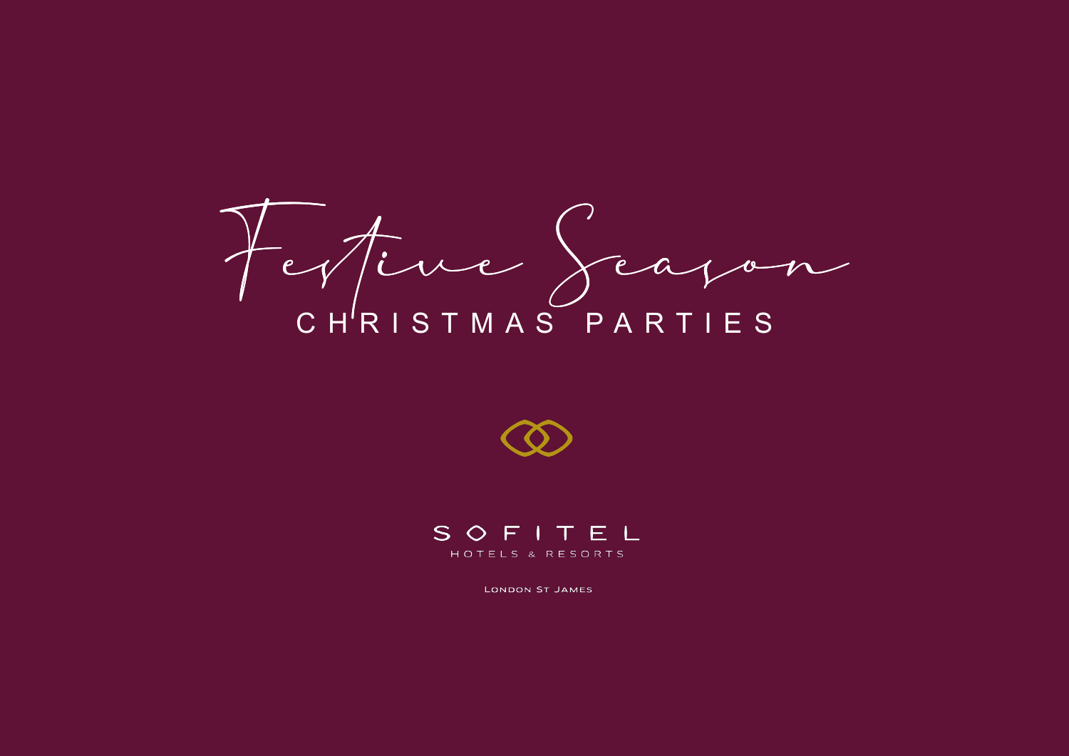# Festive Season

## CHRISTMAS PARTIES

SOFITEL

HOTELS & RESORTS

LONDON ST JAMES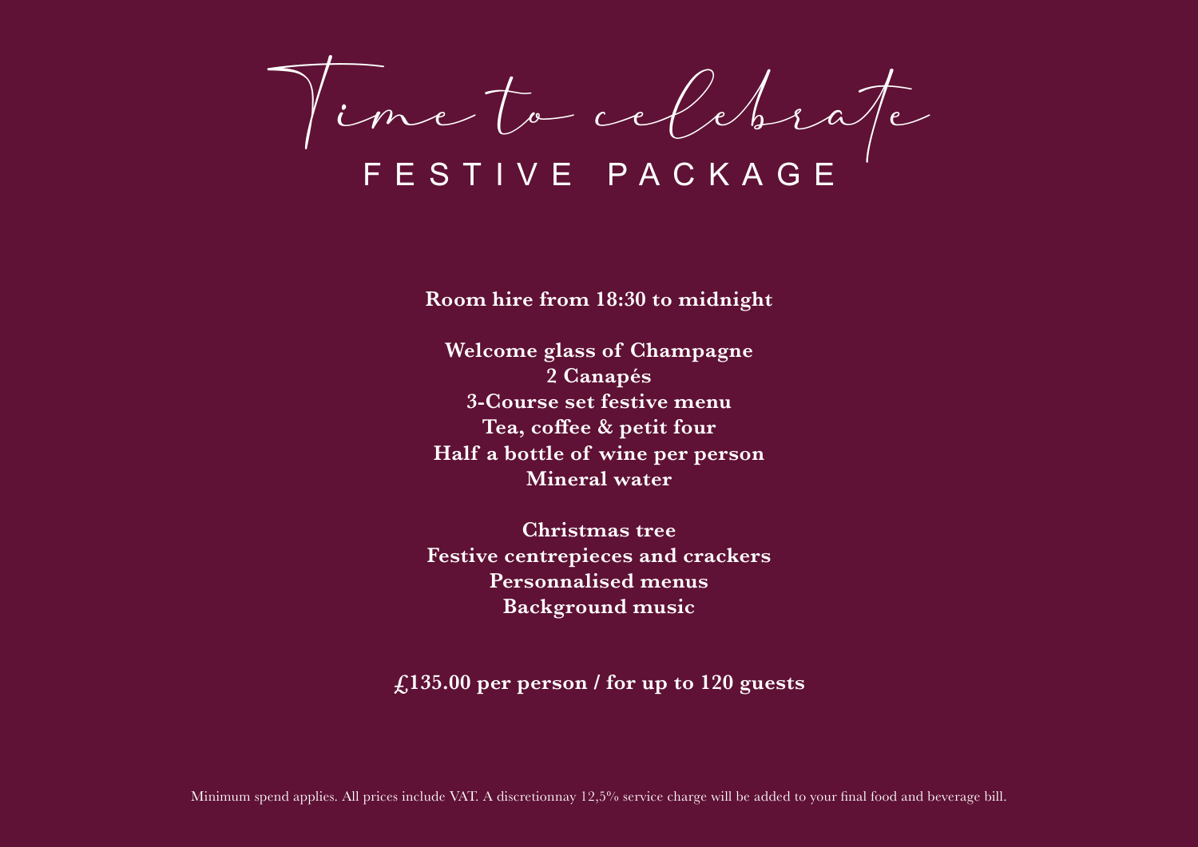# Time to celebrate

## FESTIVE PACKAGE

**Room hire from 18:30 to midnight**

**Welcome glass of Champagne**
**2 Canapés**
**3-Course set festive menu**
**Tea, coffee & petit four**
**Half a bottle of wine per person**
**Mineral water**

**Christmas tree**
**Festive centrepieces and crackers**
**Personnalised menus**
**Background music**

**£135.00 per person / for up to 120 guests**

Minimum spend applies. All prices include VAT. A discretionnay 12,5% service charge will be added to your final food and beverage bill.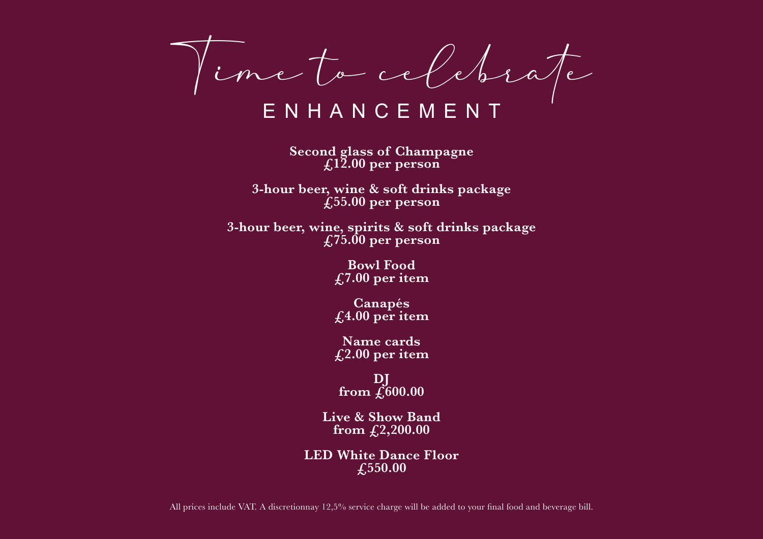# Time to celebrate

## ENHANCEMENT

**Second glass of Champagne**
**£12.00 per person**

**3-hour beer, wine & soft drinks package**
**£55.00 per person**

**3-hour beer, wine, spirits & soft drinks package**
**£75.00 per person**

**Bowl Food**
**£7.00 per item**

**Canapés**
**£4.00 per item**

**Name cards**
**£2.00 per item**

**DJ**
**from £600.00**

**Live & Show Band**
**from £2,200.00**

**LED White Dance Floor**
**£550.00**

All prices include VAT. A discretionnay 12,5% service charge will be added to your final food and beverage bill.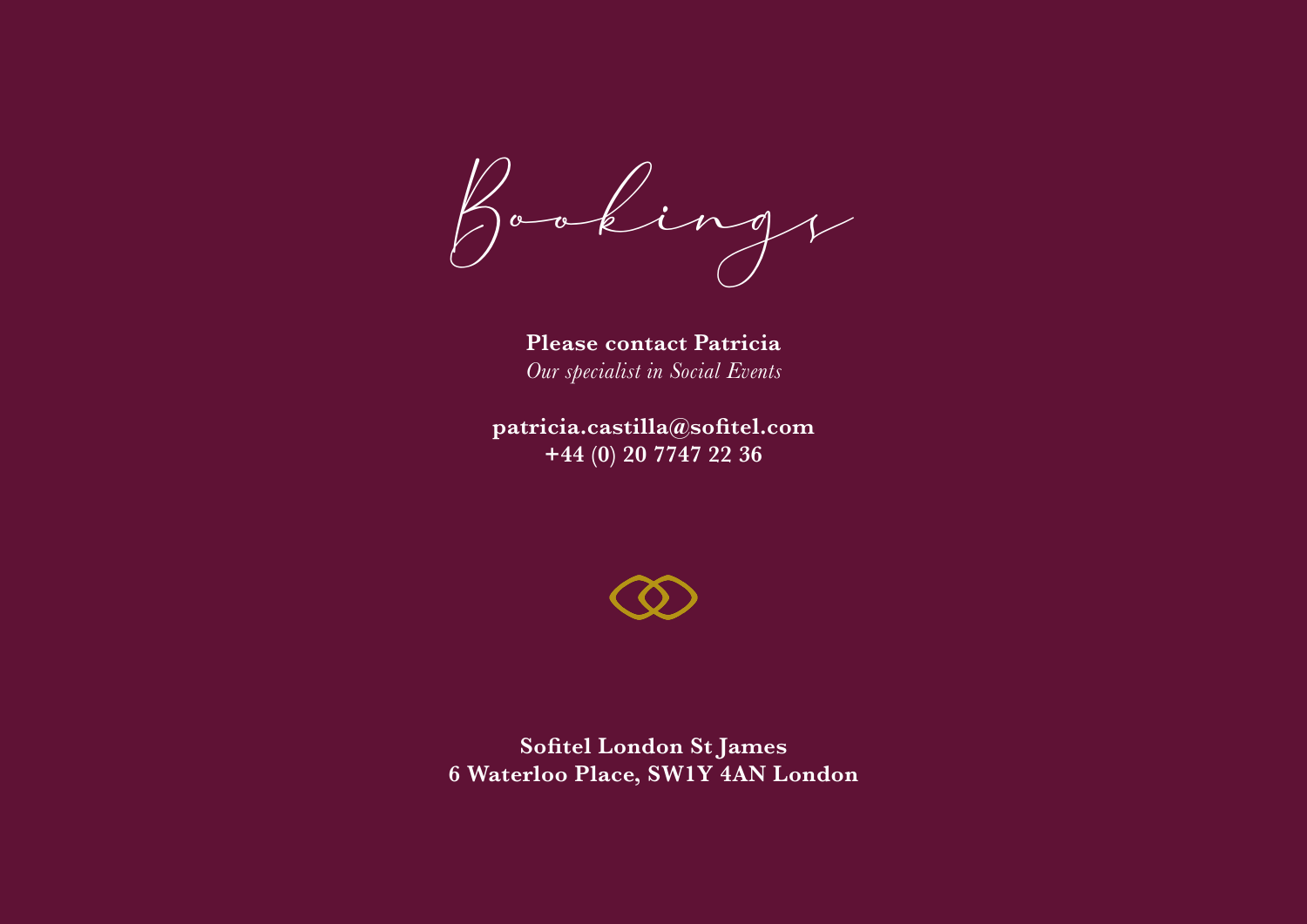# Bookings

**Please contact Patricia**
*Our specialist in Social Events*

**patricia.castilla@sofitel.com**
**+44 (0) 20 7747 22 36**

**Sofitel London St James**
**6 Waterloo Place, SW1Y 4AN London**